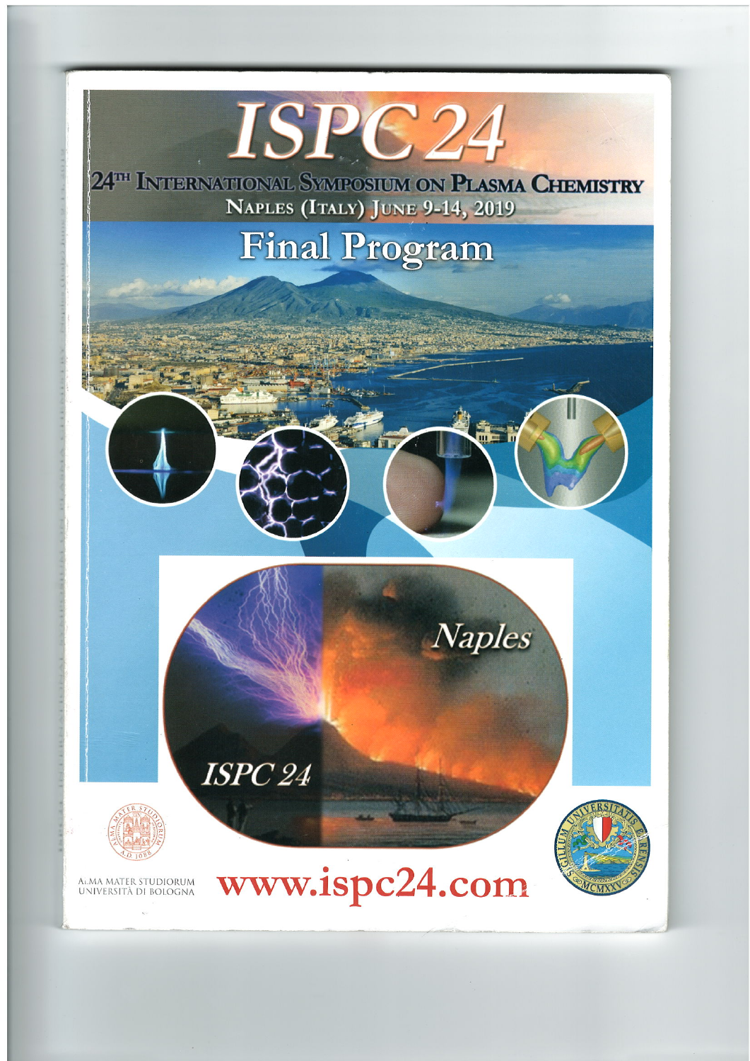# ISPC 24

## 24TH INTERNATIONAL SYMPOSIUM ON PLASMA CHEMISTRY

NAPLES (ITALY) JUNE 9-14, 2019

# Final Program

Naples

ISPC 24

ALMA MATER STUDIORUM UNIVERSITÀ DI BOLOGNA

www.ispc24.com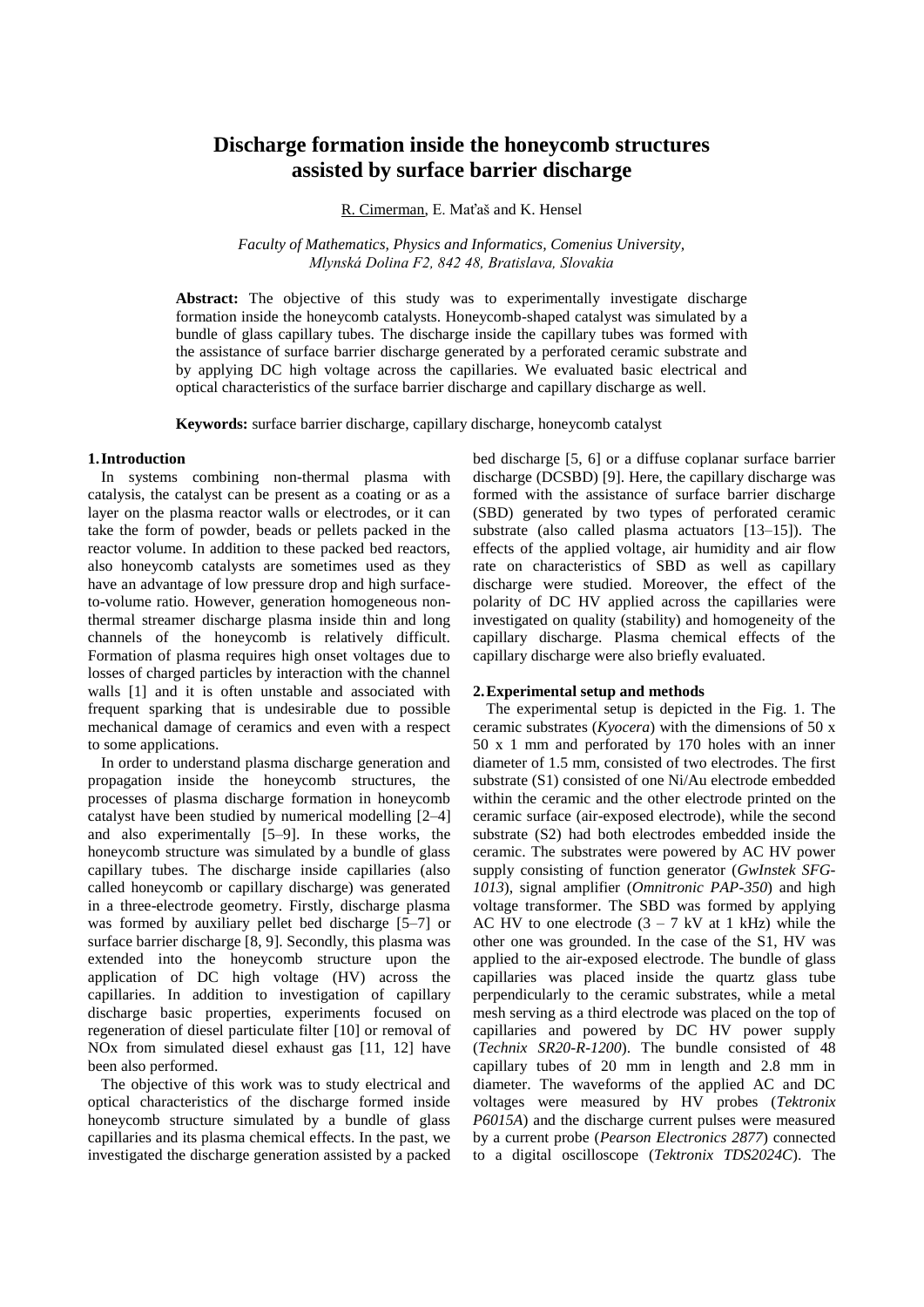# Discharge formation inside the honeycomb structures assisted by surface barrier discharge

R. Cimerman, E. Maťaš and K. Hensel

*Faculty of Mathematics, Physics and Informatics, Comenius University, Mlynská Dolina F2, 842 48, Bratislava, Slovakia*

**Abstract:** The objective of this study was to experimentally investigate discharge formation inside the honeycomb catalysts. Honeycomb-shaped catalyst was simulated by a bundle of glass capillary tubes. The discharge inside the capillary tubes was formed with the assistance of surface barrier discharge generated by a perforated ceramic substrate and by applying DC high voltage across the capillaries. We evaluated basic electrical and optical characteristics of the surface barrier discharge and capillary discharge as well.

**Keywords:** surface barrier discharge, capillary discharge, honeycomb catalyst

## 1. Introduction

In systems combining non-thermal plasma with catalysis, the catalyst can be present as a coating or as a layer on the plasma reactor walls or electrodes, or it can take the form of powder, beads or pellets packed in the reactor volume. In addition to these packed bed reactors, also honeycomb catalysts are sometimes used as they have an advantage of low pressure drop and high surface-to-volume ratio. However, generation homogeneous non-thermal streamer discharge plasma inside thin and long channels of the honeycomb is relatively difficult. Formation of plasma requires high onset voltages due to losses of charged particles by interaction with the channel walls [1] and it is often unstable and associated with frequent sparking that is undesirable due to possible mechanical damage of ceramics and even with a respect to some applications.

In order to understand plasma discharge generation and propagation inside the honeycomb structures, the processes of plasma discharge formation in honeycomb catalyst have been studied by numerical modelling [2–4] and also experimentally [5–9]. In these works, the honeycomb structure was simulated by a bundle of glass capillary tubes. The discharge inside capillaries (also called honeycomb or capillary discharge) was generated in a three-electrode geometry. Firstly, discharge plasma was formed by auxiliary pellet bed discharge [5–7] or surface barrier discharge [8, 9]. Secondly, this plasma was extended into the honeycomb structure upon the application of DC high voltage (HV) across the capillaries. In addition to investigation of capillary discharge basic properties, experiments focused on regeneration of diesel particulate filter [10] or removal of NOx from simulated diesel exhaust gas [11, 12] have been also performed.

The objective of this work was to study electrical and optical characteristics of the discharge formed inside honeycomb structure simulated by a bundle of glass capillaries and its plasma chemical effects. In the past, we investigated the discharge generation assisted by a packed bed discharge [5, 6] or a diffuse coplanar surface barrier discharge (DCSBD) [9]. Here, the capillary discharge was formed with the assistance of surface barrier discharge (SBD) generated by two types of perforated ceramic substrate (also called plasma actuators [13–15]). The effects of the applied voltage, air humidity and air flow rate on characteristics of SBD as well as capillary discharge were studied. Moreover, the effect of the polarity of DC HV applied across the capillaries were investigated on quality (stability) and homogeneity of the capillary discharge. Plasma chemical effects of the capillary discharge were also briefly evaluated.

## 2. Experimental setup and methods

The experimental setup is depicted in the Fig. 1. The ceramic substrates (*Kyocera*) with the dimensions of 50 x 50 x 1 mm and perforated by 170 holes with an inner diameter of 1.5 mm, consisted of two electrodes. The first substrate (S1) consisted of one Ni/Au electrode embedded within the ceramic and the other electrode printed on the ceramic surface (air-exposed electrode), while the second substrate (S2) had both electrodes embedded inside the ceramic. The substrates were powered by AC HV power supply consisting of function generator (*GwInstek SFG-1013*), signal amplifier (*Omnitronic PAP-350*) and high voltage transformer. The SBD was formed by applying AC HV to one electrode (3 – 7 kV at 1 kHz) while the other one was grounded. In the case of the S1, HV was applied to the air-exposed electrode. The bundle of glass capillaries was placed inside the quartz glass tube perpendicularly to the ceramic substrates, while a metal mesh serving as a third electrode was placed on the top of capillaries and powered by DC HV power supply (*Technix SR20-R-1200*). The bundle consisted of 48 capillary tubes of 20 mm in length and 2.8 mm in diameter. The waveforms of the applied AC and DC voltages were measured by HV probes (*Tektronix P6015A*) and the discharge current pulses were measured by a current probe (*Pearson Electronics 2877*) connected to a digital oscilloscope (*Tektronix TDS2024C*). The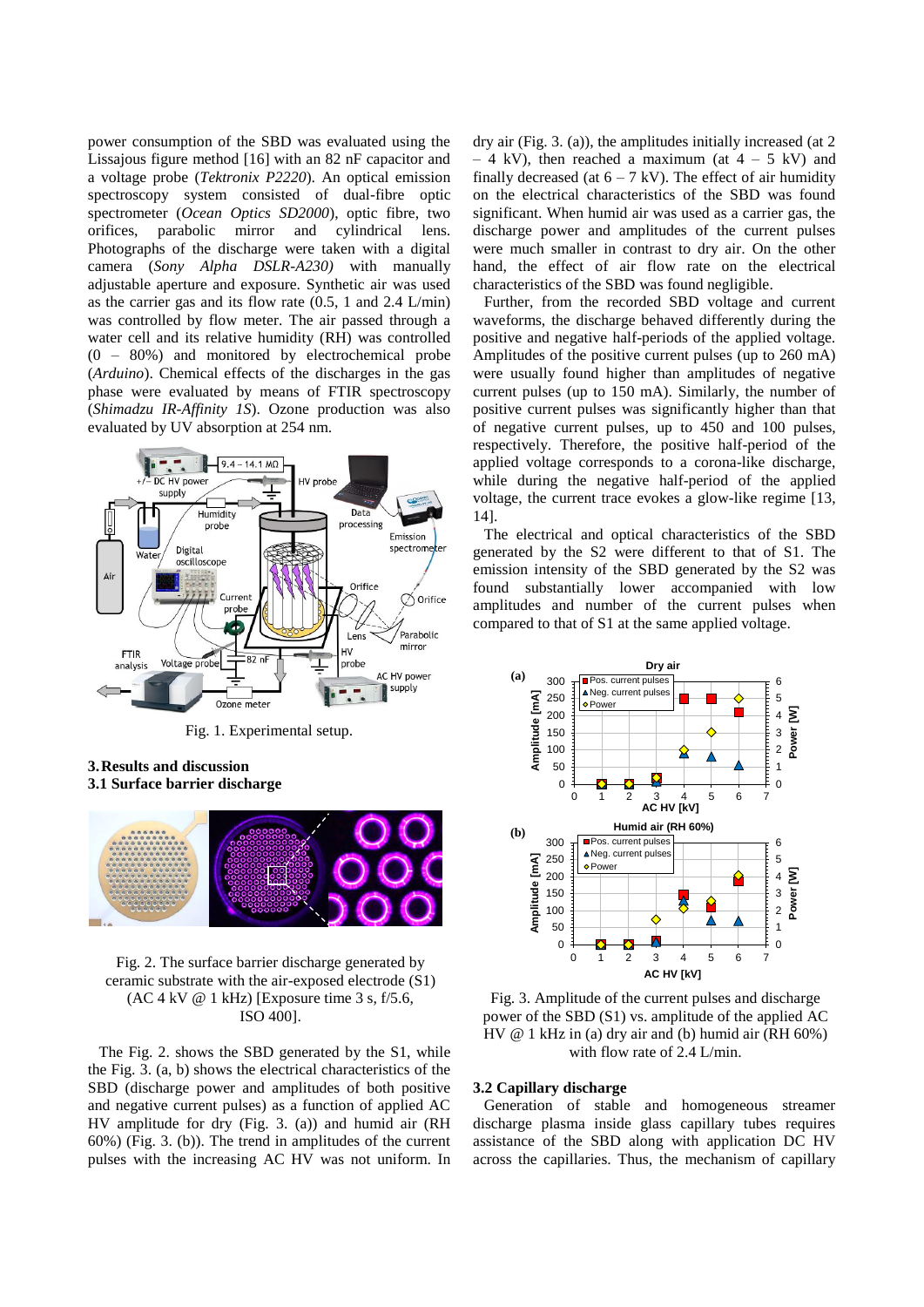power consumption of the SBD was evaluated using the Lissajous figure method [16] with an 82 nF capacitor and a voltage probe (*Tektronix P2220*). An optical emission spectroscopy system consisted of dual-fibre optic spectrometer (*Ocean Optics SD2000*), optic fibre, two orifices, parabolic mirror and cylindrical lens. Photographs of the discharge were taken with a digital camera (*Sony Alpha DSLR-A230)* with manually adjustable aperture and exposure. Synthetic air was used as the carrier gas and its flow rate (0.5, 1 and 2.4 L/min) was controlled by flow meter. The air passed through a water cell and its relative humidity (RH) was controlled (0 – 80%) and monitored by electrochemical probe (*Arduino*). Chemical effects of the discharges in the gas phase were evaluated by means of FTIR spectroscopy (*Shimadzu IR-Affinity 1S*). Ozone production was also evaluated by UV absorption at 254 nm.

Fig. 1. Experimental setup.

## 3. Results and discussion

### 3.1 Surface barrier discharge

Fig. 2. The surface barrier discharge generated by ceramic substrate with the air-exposed electrode (S1) (AC 4 kV @ 1 kHz) [Exposure time 3 s, f/5.6, ISO 400].

The Fig. 2. shows the SBD generated by the S1, while the Fig. 3. (a, b) shows the electrical characteristics of the SBD (discharge power and amplitudes of both positive and negative current pulses) as a function of applied AC HV amplitude for dry (Fig. 3. (a)) and humid air (RH 60%) (Fig. 3. (b)). The trend in amplitudes of the current pulses with the increasing AC HV was not uniform. In dry air (Fig. 3. (a)), the amplitudes initially increased (at 2 – 4 kV), then reached a maximum (at 4 – 5 kV) and finally decreased (at 6 – 7 kV). The effect of air humidity on the electrical characteristics of the SBD was found significant. When humid air was used as a carrier gas, the discharge power and amplitudes of the current pulses were much smaller in contrast to dry air. On the other hand, the effect of air flow rate on the electrical characteristics of the SBD was found negligible.

Further, from the recorded SBD voltage and current waveforms, the discharge behaved differently during the positive and negative half-periods of the applied voltage. Amplitudes of the positive current pulses (up to 260 mA) were usually found higher than amplitudes of negative current pulses (up to 150 mA). Similarly, the number of positive current pulses was significantly higher than that of negative current pulses, up to 450 and 100 pulses, respectively. Therefore, the positive half-period of the applied voltage corresponds to a corona-like discharge, while during the negative half-period of the applied voltage, the current trace evokes a glow-like regime [13, 14].

The electrical and optical characteristics of the SBD generated by the S2 were different to that of S1. The emission intensity of the SBD generated by the S2 was found substantially lower accompanied with low amplitudes and number of the current pulses when compared to that of S1 at the same applied voltage.

Fig. 3. Amplitude of the current pulses and discharge power of the SBD (S1) vs. amplitude of the applied AC HV @ 1 kHz in (a) dry air and (b) humid air (RH 60%) with flow rate of 2.4 L/min.

### 3.2 Capillary discharge

Generation of stable and homogeneous streamer discharge plasma inside glass capillary tubes requires assistance of the SBD along with application DC HV across the capillaries. Thus, the mechanism of capillary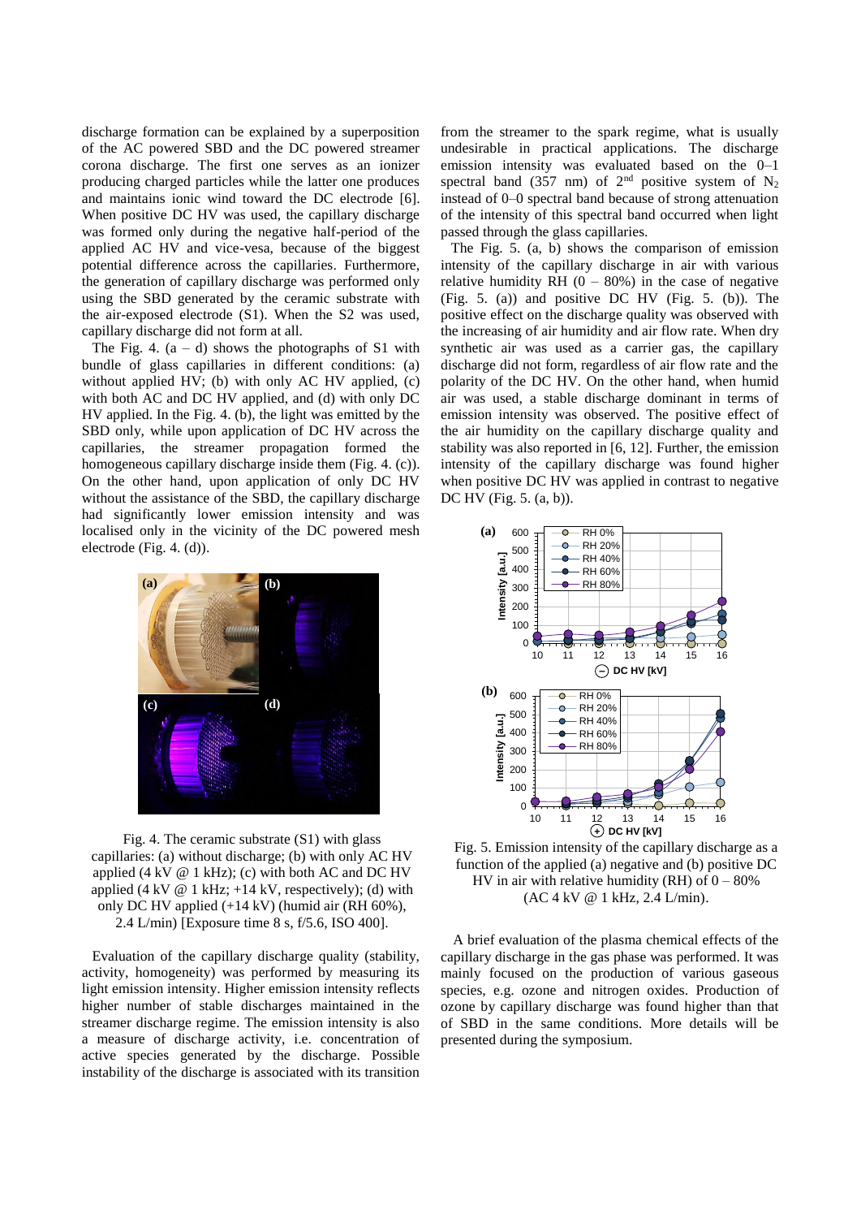discharge formation can be explained by a superposition of the AC powered SBD and the DC powered streamer corona discharge. The first one serves as an ionizer producing charged particles while the latter one produces and maintains ionic wind toward the DC electrode [6]. When positive DC HV was used, the capillary discharge was formed only during the negative half-period of the applied AC HV and vice-vesa, because of the biggest potential difference across the capillaries. Furthermore, the generation of capillary discharge was performed only using the SBD generated by the ceramic substrate with the air-exposed electrode (S1). When the S2 was used, capillary discharge did not form at all.

The Fig. 4. (a – d) shows the photographs of S1 with bundle of glass capillaries in different conditions: (a) without applied HV; (b) with only AC HV applied, (c) with both AC and DC HV applied, and (d) with only DC HV applied. In the Fig. 4. (b), the light was emitted by the SBD only, while upon application of DC HV across the capillaries, the streamer propagation formed the homogeneous capillary discharge inside them (Fig. 4. (c)). On the other hand, upon application of only DC HV without the assistance of the SBD, the capillary discharge had significantly lower emission intensity and was localised only in the vicinity of the DC powered mesh electrode (Fig. 4. (d)).

Fig. 4. The ceramic substrate (S1) with glass capillaries: (a) without discharge; (b) with only AC HV applied (4 kV @ 1 kHz); (c) with both AC and DC HV applied (4 kV @ 1 kHz; +14 kV, respectively); (d) with only DC HV applied (+14 kV) (humid air (RH 60%), 2.4 L/min) [Exposure time 8 s, f/5.6, ISO 400].

Evaluation of the capillary discharge quality (stability, activity, homogeneity) was performed by measuring its light emission intensity. Higher emission intensity reflects higher number of stable discharges maintained in the streamer discharge regime. The emission intensity is also a measure of discharge activity, i.e. concentration of active species generated by the discharge. Possible instability of the discharge is associated with its transition from the streamer to the spark regime, what is usually undesirable in practical applications. The discharge emission intensity was evaluated based on the 0–1 spectral band (357 nm) of 2[nd] positive system of $N_2$ instead of 0–0 spectral band because of strong attenuation of the intensity of this spectral band occurred when light passed through the glass capillaries.

The Fig. 5. (a, b) shows the comparison of emission intensity of the capillary discharge in air with various relative humidity RH (0 – 80%) in the case of negative (Fig. 5. (a)) and positive DC HV (Fig. 5. (b)). The positive effect on the discharge quality was observed with the increasing of air humidity and air flow rate. When dry synthetic air was used as a carrier gas, the capillary discharge did not form, regardless of air flow rate and the polarity of the DC HV. On the other hand, when humid air was used, a stable discharge dominant in terms of emission intensity was observed. The positive effect of the air humidity on the capillary discharge quality and stability was also reported in [6, 12]. Further, the emission intensity of the capillary discharge was found higher when positive DC HV was applied in contrast to negative DC HV (Fig. 5. (a, b)).

Fig. 5. Emission intensity of the capillary discharge as a function of the applied (a) negative and (b) positive DC HV in air with relative humidity (RH) of 0 – 80% (AC 4 kV @ 1 kHz, 2.4 L/min).

A brief evaluation of the plasma chemical effects of the capillary discharge in the gas phase was performed. It was mainly focused on the production of various gaseous species, e.g. ozone and nitrogen oxides. Production of ozone by capillary discharge was found higher than that of SBD in the same conditions. More details will be presented during the symposium.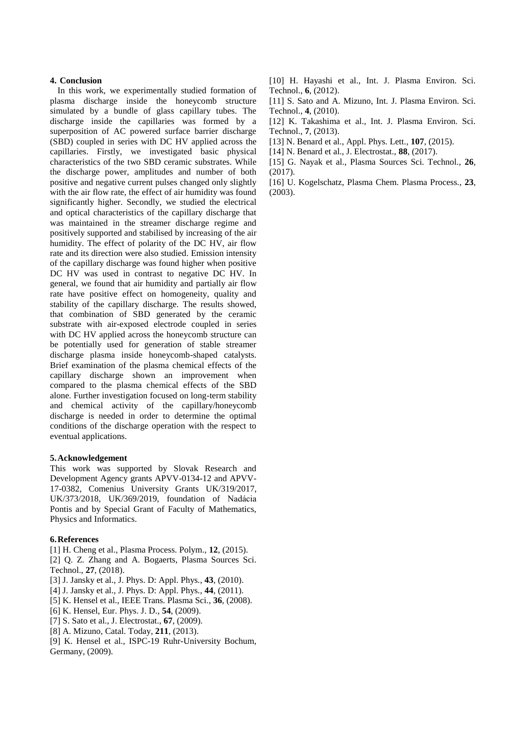## 4. Conclusion

In this work, we experimentally studied formation of plasma discharge inside the honeycomb structure simulated by a bundle of glass capillary tubes. The discharge inside the capillaries was formed by a superposition of AC powered surface barrier discharge (SBD) coupled in series with DC HV applied across the capillaries. Firstly, we investigated basic physical characteristics of the two SBD ceramic substrates. While the discharge power, amplitudes and number of both positive and negative current pulses changed only slightly with the air flow rate, the effect of air humidity was found significantly higher. Secondly, we studied the electrical and optical characteristics of the capillary discharge that was maintained in the streamer discharge regime and positively supported and stabilised by increasing of the air humidity. The effect of polarity of the DC HV, air flow rate and its direction were also studied. Emission intensity of the capillary discharge was found higher when positive DC HV was used in contrast to negative DC HV. In general, we found that air humidity and partially air flow rate have positive effect on homogeneity, quality and stability of the capillary discharge. The results showed, that combination of SBD generated by the ceramic substrate with air-exposed electrode coupled in series with DC HV applied across the honeycomb structure can be potentially used for generation of stable streamer discharge plasma inside honeycomb-shaped catalysts. Brief examination of the plasma chemical effects of the capillary discharge shown an improvement when compared to the plasma chemical effects of the SBD alone. Further investigation focused on long-term stability and chemical activity of the capillary/honeycomb discharge is needed in order to determine the optimal conditions of the discharge operation with the respect to eventual applications.

## 5. Acknowledgement

This work was supported by Slovak Research and Development Agency grants APVV-0134-12 and APVV-17-0382, Comenius University Grants UK/319/2017, UK/373/2018, UK/369/2019, foundation of Nadácia Pontis and by Special Grant of Faculty of Mathematics, Physics and Informatics.

## 6. References

[1] H. Cheng et al., Plasma Process. Polym., **12**, (2015).

[2] Q. Z. Zhang and A. Bogaerts, Plasma Sources Sci. Technol., **27**, (2018).

[3] J. Jansky et al., J. Phys. D: Appl. Phys., **43**, (2010).

[4] J. Jansky et al., J. Phys. D: Appl. Phys., **44**, (2011).

[5] K. Hensel et al., IEEE Trans. Plasma Sci., **36**, (2008).

[6] K. Hensel, Eur. Phys. J. D., **54**, (2009).

[7] S. Sato et al., J. Electrostat., **67**, (2009).

[8] A. Mizuno, Catal. Today, **211**, (2013).

[9] K. Hensel et al., ISPC-19 Ruhr-University Bochum, Germany, (2009).

[10] H. Hayashi et al., Int. J. Plasma Environ. Sci. Technol., **6**, (2012).

[11] S. Sato and A. Mizuno, Int. J. Plasma Environ. Sci. Technol., **4**, (2010).

[12] K. Takashima et al., Int. J. Plasma Environ. Sci. Technol., **7**, (2013).

[13] N. Benard et al., Appl. Phys. Lett., **107**, (2015).

[14] N. Benard et al., J. Electrostat., **88**, (2017).

[15] G. Nayak et al., Plasma Sources Sci. Technol., **26**, (2017).

[16] U. Kogelschatz, Plasma Chem. Plasma Process., **23**, (2003).